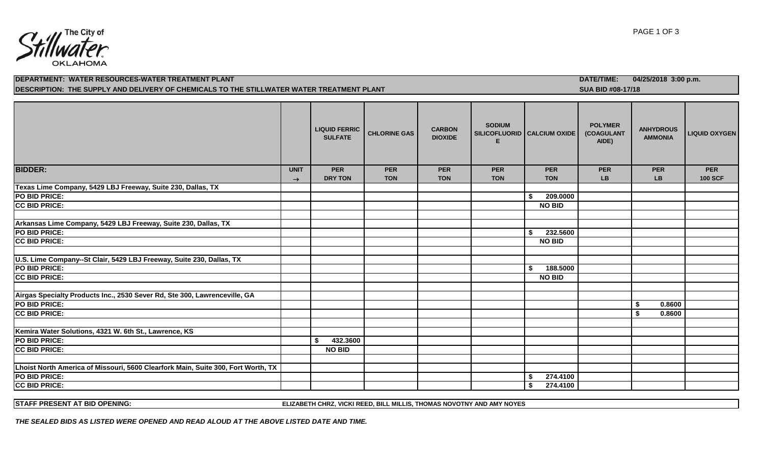The City of Stillwater OKLAHOMA

| DEPARTMENT: WATER RESOURCES-WATER TREATMENT PLANT | DATE/TIME: 04/25/2018 3:00 p.m. |
|---|---|
| DESCRIPTION: THE SUPPLY AND DELIVERY OF CHEMICALS TO THE STILLWATER WATER TREATMENT PLANT | SUA BID #08-17/18 |

| | | LIQUID FERRIC SULFATE | CHLORINE GAS | CARBON DIOXIDE | SODIUM SILICOFLUORIDE | CALCIUM OXIDE | POLYMER (COAGULANT AIDE) | ANHYDROUS AMMONIA | LIQUID OXYGEN |
|---|---|---|---|---|---|---|---|---|---|
| **BIDDER:** | **UNIT →** | **PER DRY TON** | **PER TON** | **PER TON** | **PER TON** | **PER TON** | **PER LB** | **PER LB** | **PER 100 SCF** |
| **Texas Lime Company, 5429 LBJ Freeway, Suite 230, Dallas, TX** | | | | | | | | | |
| **PO BID PRICE:** | | | | | | $ 209.0000 | | | |
| **CC BID PRICE:** | | | | | | NO BID | | | |
| | | | | | | | | | |
| **Arkansas Lime Company, 5429 LBJ Freeway, Suite 230, Dallas, TX** | | | | | | | | | |
| **PO BID PRICE:** | | | | | | $ 232.5600 | | | |
| **CC BID PRICE:** | | | | | | NO BID | | | |
| | | | | | | | | | |
| **U.S. Lime Company--St Clair, 5429 LBJ Freeway, Suite 230, Dallas, TX** | | | | | | | | | |
| **PO BID PRICE:** | | | | | | $ 188.5000 | | | |
| **CC BID PRICE:** | | | | | | NO BID | | | |
| | | | | | | | | | |
| **Airgas Specialty Products Inc., 2530 Sever Rd, Ste 300, Lawrenceville, GA** | | | | | | | | | |
| **PO BID PRICE:** | | | | | | | | $ 0.8600 | |
| **CC BID PRICE:** | | | | | | | | $ 0.8600 | |
| | | | | | | | | | |
| **Kemira Water Solutions, 4321 W. 6th St., Lawrence, KS** | | | | | | | | | |
| **PO BID PRICE:** | | $ 432.3600 | | | | | | | |
| **CC BID PRICE:** | | NO BID | | | | | | | |
| | | | | | | | | | |
| **Lhoist North America of Missouri, 5600 Clearfork Main, Suite 300, Fort Worth, TX** | | | | | | | | | |
| **PO BID PRICE:** | | | | | | $ 274.4100 | | | |
| **CC BID PRICE:** | | | | | | $ 274.4100 | | | |

**STAFF PRESENT AT BID OPENING:** ELIZABETH CHRZ, VICKI REED, BILL MILLIS, THOMAS NOVOTNY AND AMY NOYES

***THE SEALED BIDS AS LISTED WERE OPENED AND READ ALOUD AT THE ABOVE LISTED DATE AND TIME.***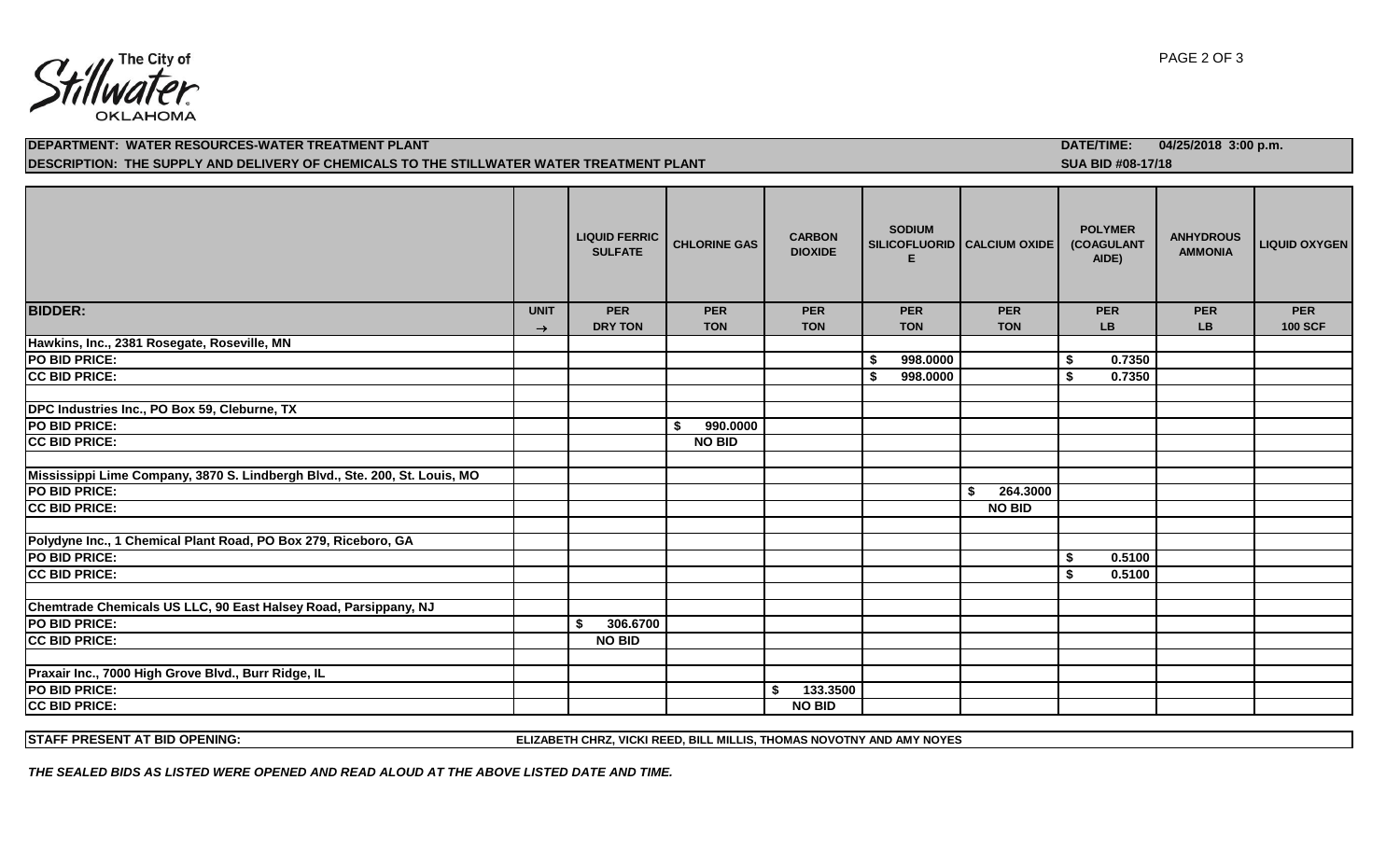The City of Stillwater OKLAHOMA

| DEPARTMENT: WATER RESOURCES-WATER TREATMENT PLANT | DATE/TIME: 04/25/2018 3:00 p.m. |
|---|---|
| DESCRIPTION: THE SUPPLY AND DELIVERY OF CHEMICALS TO THE STILLWATER WATER TREATMENT PLANT | SUA BID #08-17/18 |

| | | LIQUID FERRIC SULFATE | CHLORINE GAS | CARBON DIOXIDE | SODIUM SILICOFLUORIDE | CALCIUM OXIDE | POLYMER (COAGULANT AIDE) | ANHYDROUS AMMONIA | LIQUID OXYGEN |
|---|---|---|---|---|---|---|---|---|---|
| **BIDDER:** | **UNIT →** | **PER DRY TON** | **PER TON** | **PER TON** | **PER TON** | **PER TON** | **PER LB** | **PER LB** | **PER 100 SCF** |
| **Hawkins, Inc., 2381 Rosegate, Roseville, MN** | | | | | | | | | |
| **PO BID PRICE:** | | | | | $ 998.0000 | | $ 0.7350 | | |
| **CC BID PRICE:** | | | | | $ 998.0000 | | $ 0.7350 | | |
| | | | | | | | | | |
| **DPC Industries Inc., PO Box 59, Cleburne, TX** | | | | | | | | | |
| **PO BID PRICE:** | | | $ 990.0000 | | | | | | |
| **CC BID PRICE:** | | | NO BID | | | | | | |
| | | | | | | | | | |
| **Mississippi Lime Company, 3870 S. Lindbergh Blvd., Ste. 200, St. Louis, MO** | | | | | | | | | |
| **PO BID PRICE:** | | | | | | $ 264.3000 | | | |
| **CC BID PRICE:** | | | | | | NO BID | | | |
| | | | | | | | | | |
| **Polydyne Inc., 1 Chemical Plant Road, PO Box 279, Riceboro, GA** | | | | | | | | | |
| **PO BID PRICE:** | | | | | | | $ 0.5100 | | |
| **CC BID PRICE:** | | | | | | | $ 0.5100 | | |
| | | | | | | | | | |
| **Chemtrade Chemicals US LLC, 90 East Halsey Road, Parsippany, NJ** | | | | | | | | | |
| **PO BID PRICE:** | | $ 306.6700 | | | | | | | |
| **CC BID PRICE:** | | NO BID | | | | | | | |
| | | | | | | | | | |
| **Praxair Inc., 7000 High Grove Blvd., Burr Ridge, IL** | | | | | | | | | |
| **PO BID PRICE:** | | | | $ 133.3500 | | | | | |
| **CC BID PRICE:** | | | | NO BID | | | | | |

**STAFF PRESENT AT BID OPENING:** ELIZABETH CHRZ, VICKI REED, BILL MILLIS, THOMAS NOVOTNY AND AMY NOYES

***THE SEALED BIDS AS LISTED WERE OPENED AND READ ALOUD AT THE ABOVE LISTED DATE AND TIME.***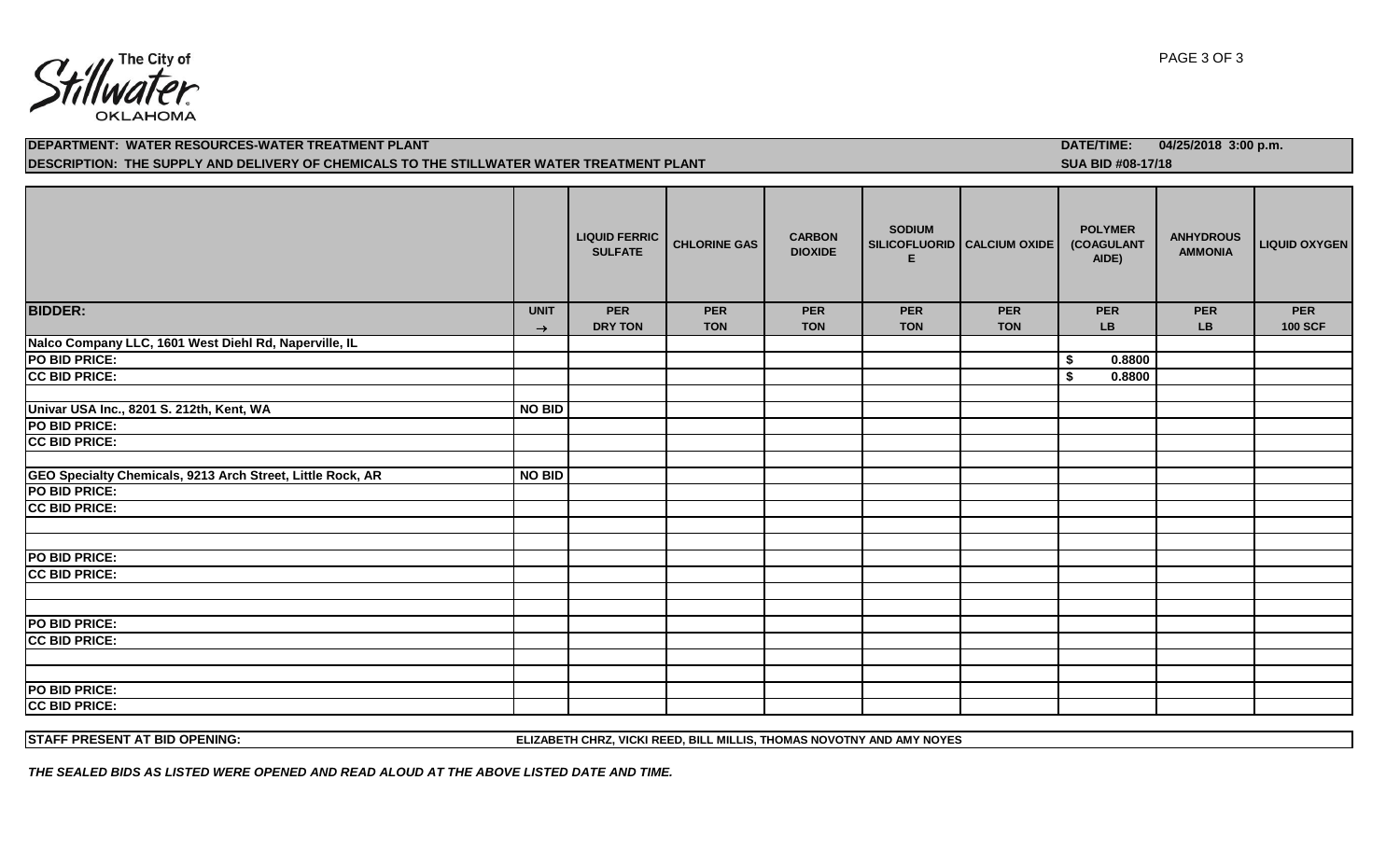The City of Stillwater OKLAHOMA

**DEPARTMENT: WATER RESOURCES-WATER TREATMENT PLANT** — **DATE/TIME: 04/25/2018 3:00 p.m.**

**DESCRIPTION: THE SUPPLY AND DELIVERY OF CHEMICALS TO THE STILLWATER WATER TREATMENT PLANT** — **SUA BID #08-17/18**

| | | LIQUID FERRIC SULFATE | CHLORINE GAS | CARBON DIOXIDE | SODIUM SILICOFLUORIDE | CALCIUM OXIDE | POLYMER (COAGULANT AIDE) | ANHYDROUS AMMONIA | LIQUID OXYGEN |
|---|---|---|---|---|---|---|---|---|---|
| **BIDDER:** | **UNIT →** | **PER DRY TON** | **PER TON** | **PER TON** | **PER TON** | **PER TON** | **PER LB** | **PER LB** | **PER 100 SCF** |
| **Nalco Company LLC, 1601 West Diehl Rd, Naperville, IL** | | | | | | | | | |
| **PO BID PRICE:** | | | | | | | $ 0.8800 | | |
| **CC BID PRICE:** | | | | | | | $ 0.8800 | | |
| | | | | | | | | | |
| **Univar USA Inc., 8201 S. 212th, Kent, WA** | **NO BID** | | | | | | | | |
| **PO BID PRICE:** | | | | | | | | | |
| **CC BID PRICE:** | | | | | | | | | |
| | | | | | | | | | |
| **GEO Specialty Chemicals, 9213 Arch Street, Little Rock, AR** | **NO BID** | | | | | | | | |
| **PO BID PRICE:** | | | | | | | | | |
| **CC BID PRICE:** | | | | | | | | | |
| | | | | | | | | | |
| | | | | | | | | | |
| **PO BID PRICE:** | | | | | | | | | |
| **CC BID PRICE:** | | | | | | | | | |
| | | | | | | | | | |
| | | | | | | | | | |
| **PO BID PRICE:** | | | | | | | | | |
| **CC BID PRICE:** | | | | | | | | | |
| | | | | | | | | | |
| | | | | | | | | | |
| **PO BID PRICE:** | | | | | | | | | |
| **CC BID PRICE:** | | | | | | | | | |

**STAFF PRESENT AT BID OPENING:** ELIZABETH CHRZ, VICKI REED, BILL MILLIS, THOMAS NOVOTNY AND AMY NOYES

***THE SEALED BIDS AS LISTED WERE OPENED AND READ ALOUD AT THE ABOVE LISTED DATE AND TIME.***